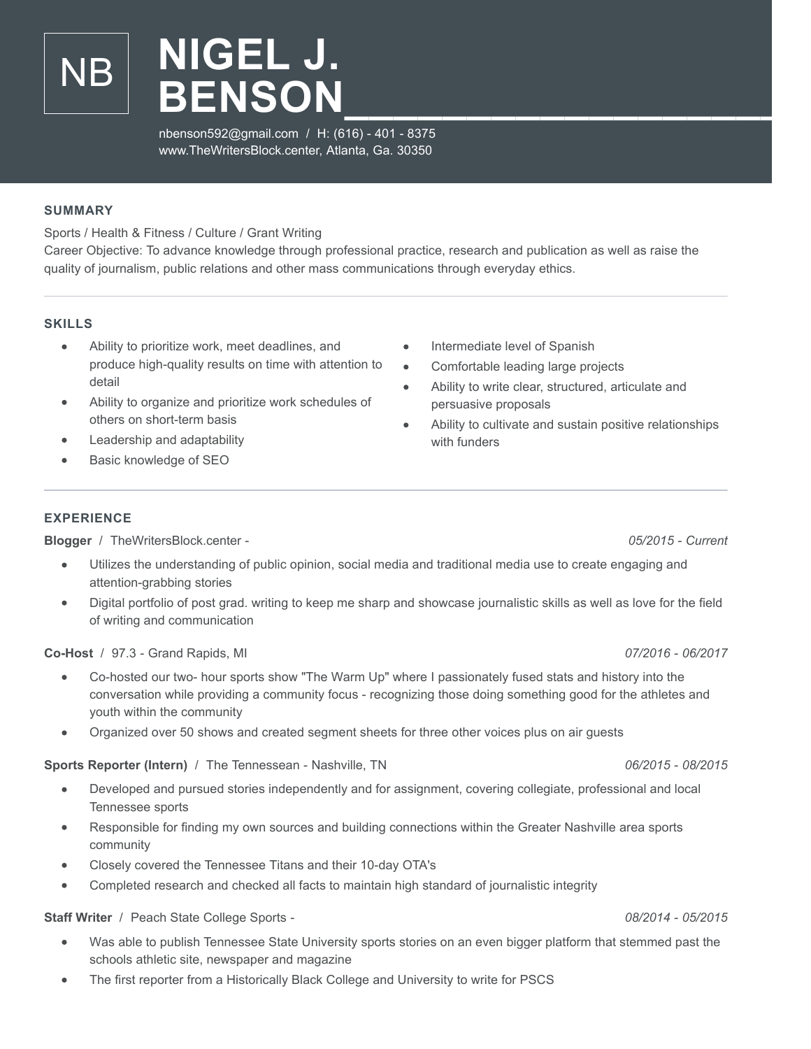NB

# NIGEL J. BENSON

nbenson592@gmail.com / H: (616) - 401 - 8375
www.TheWritersBlock.center, Atlanta, Ga. 30350

## SUMMARY

Sports / Health & Fitness / Culture / Grant Writing
Career Objective: To advance knowledge through professional practice, research and publication as well as raise the quality of journalism, public relations and other mass communications through everyday ethics.

## SKILLS

- Ability to prioritize work, meet deadlines, and produce high-quality results on time with attention to detail
- Ability to organize and prioritize work schedules of others on short-term basis
- Leadership and adaptability
- Basic knowledge of SEO
- Intermediate level of Spanish
- Comfortable leading large projects
- Ability to write clear, structured, articulate and persuasive proposals
- Ability to cultivate and sustain positive relationships with funders

## EXPERIENCE

**Blogger** / TheWritersBlock.center - *05/2015 - Current*

- Utilizes the understanding of public opinion, social media and traditional media use to create engaging and attention-grabbing stories
- Digital portfolio of post grad. writing to keep me sharp and showcase journalistic skills as well as love for the field of writing and communication

**Co-Host** / 97.3 - Grand Rapids, MI *07/2016 - 06/2017*

- Co-hosted our two- hour sports show "The Warm Up" where I passionately fused stats and history into the conversation while providing a community focus - recognizing those doing something good for the athletes and youth within the community
- Organized over 50 shows and created segment sheets for three other voices plus on air guests

**Sports Reporter (Intern)** / The Tennessean - Nashville, TN *06/2015 - 08/2015*

- Developed and pursued stories independently and for assignment, covering collegiate, professional and local Tennessee sports
- Responsible for finding my own sources and building connections within the Greater Nashville area sports community
- Closely covered the Tennessee Titans and their 10-day OTA's
- Completed research and checked all facts to maintain high standard of journalistic integrity

**Staff Writer** / Peach State College Sports - *08/2014 - 05/2015*

- Was able to publish Tennessee State University sports stories on an even bigger platform that stemmed past the schools athletic site, newspaper and magazine
- The first reporter from a Historically Black College and University to write for PSCS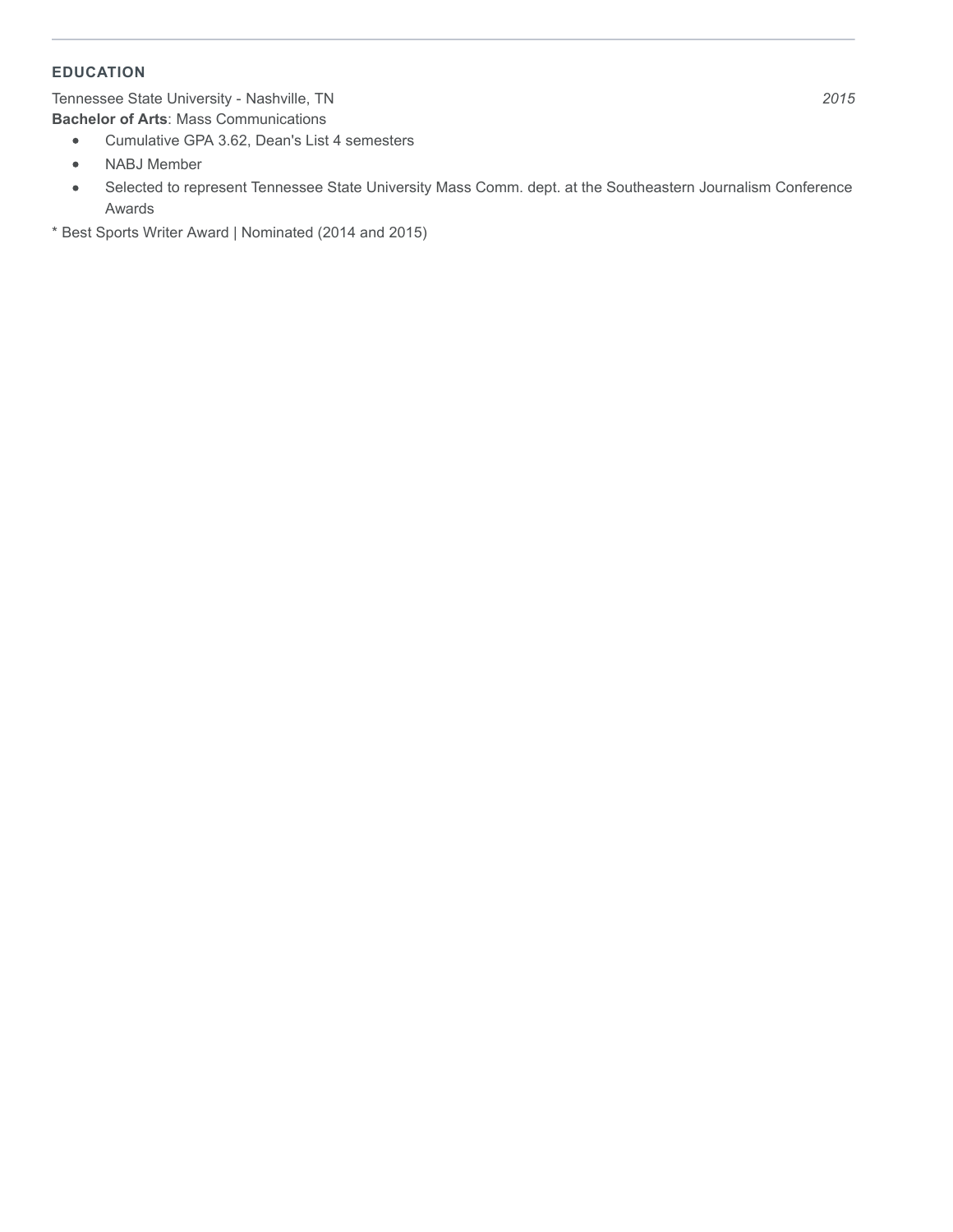## EDUCATION

Tennessee State University - Nashville, TN *2015*

**Bachelor of Arts**: Mass Communications

- Cumulative GPA 3.62, Dean's List 4 semesters
- NABJ Member
- Selected to represent Tennessee State University Mass Comm. dept. at the Southeastern Journalism Conference Awards

* Best Sports Writer Award | Nominated (2014 and 2015)